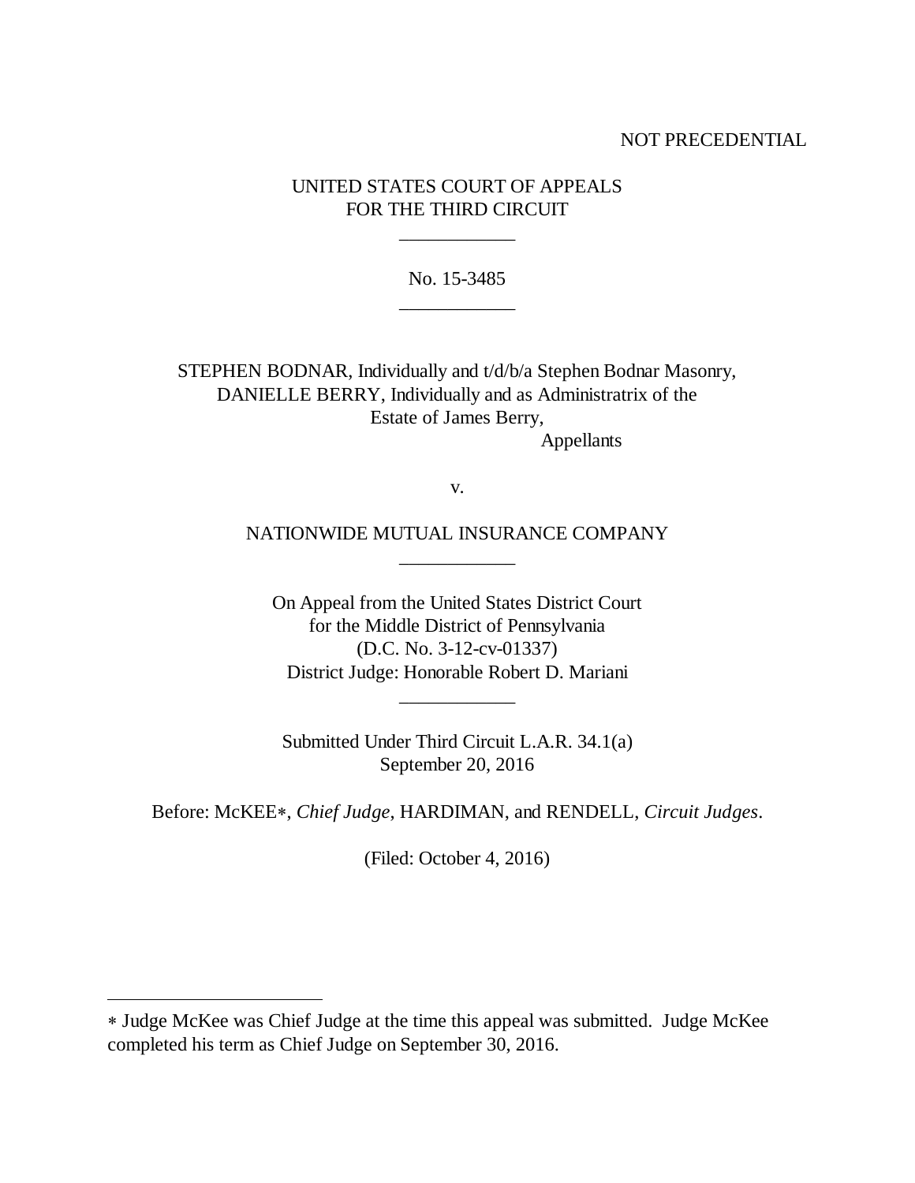NOT PRECEDENTIAL

UNITED STATES COURT OF APPEALS
FOR THE THIRD CIRCUIT

\_\_\_\_\_\_\_\_\_\_\_\_

No. 15-3485

\_\_\_\_\_\_\_\_\_\_\_\_

STEPHEN BODNAR, Individually and t/d/b/a Stephen Bodnar Masonry,
DANIELLE BERRY, Individually and as Administratrix of the
Estate of James Berry,
Appellants

v.

NATIONWIDE MUTUAL INSURANCE COMPANY

\_\_\_\_\_\_\_\_\_\_\_\_

On Appeal from the United States District Court
for the Middle District of Pennsylvania
(D.C. No. 3-12-cv-01337)
District Judge: Honorable Robert D. Mariani

\_\_\_\_\_\_\_\_\_\_\_\_

Submitted Under Third Circuit L.A.R. 34.1(a)
September 20, 2016

Before: McKEE∗, *Chief Judge*, HARDIMAN, and RENDELL, *Circuit Judges*.

(Filed: October 4, 2016)

---

∗ Judge McKee was Chief Judge at the time this appeal was submitted. Judge McKee completed his term as Chief Judge on September 30, 2016.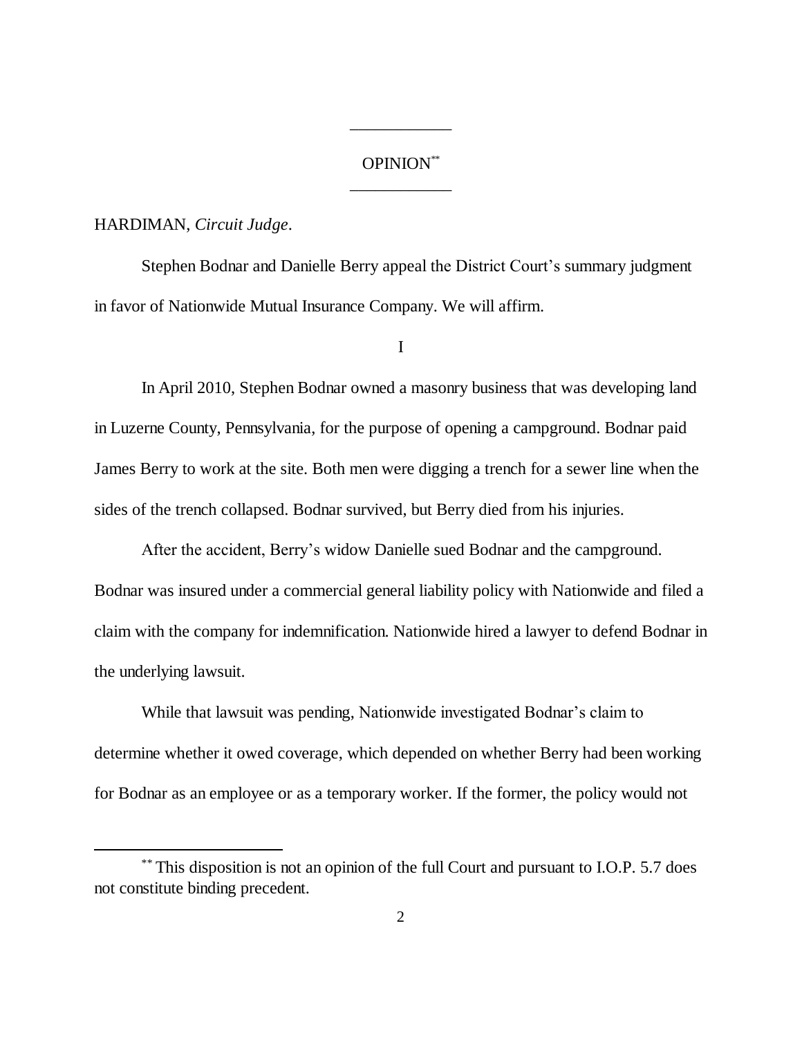# OPINION[**]

HARDIMAN, *Circuit Judge*.

Stephen Bodnar and Danielle Berry appeal the District Court's summary judgment in favor of Nationwide Mutual Insurance Company. We will affirm.

## I

In April 2010, Stephen Bodnar owned a masonry business that was developing land in Luzerne County, Pennsylvania, for the purpose of opening a campground. Bodnar paid James Berry to work at the site. Both men were digging a trench for a sewer line when the sides of the trench collapsed. Bodnar survived, but Berry died from his injuries.

After the accident, Berry's widow Danielle sued Bodnar and the campground. Bodnar was insured under a commercial general liability policy with Nationwide and filed a claim with the company for indemnification. Nationwide hired a lawyer to defend Bodnar in the underlying lawsuit.

While that lawsuit was pending, Nationwide investigated Bodnar's claim to determine whether it owed coverage, which depended on whether Berry had been working for Bodnar as an employee or as a temporary worker. If the former, the policy would not

---

[**] This disposition is not an opinion of the full Court and pursuant to I.O.P. 5.7 does not constitute binding precedent.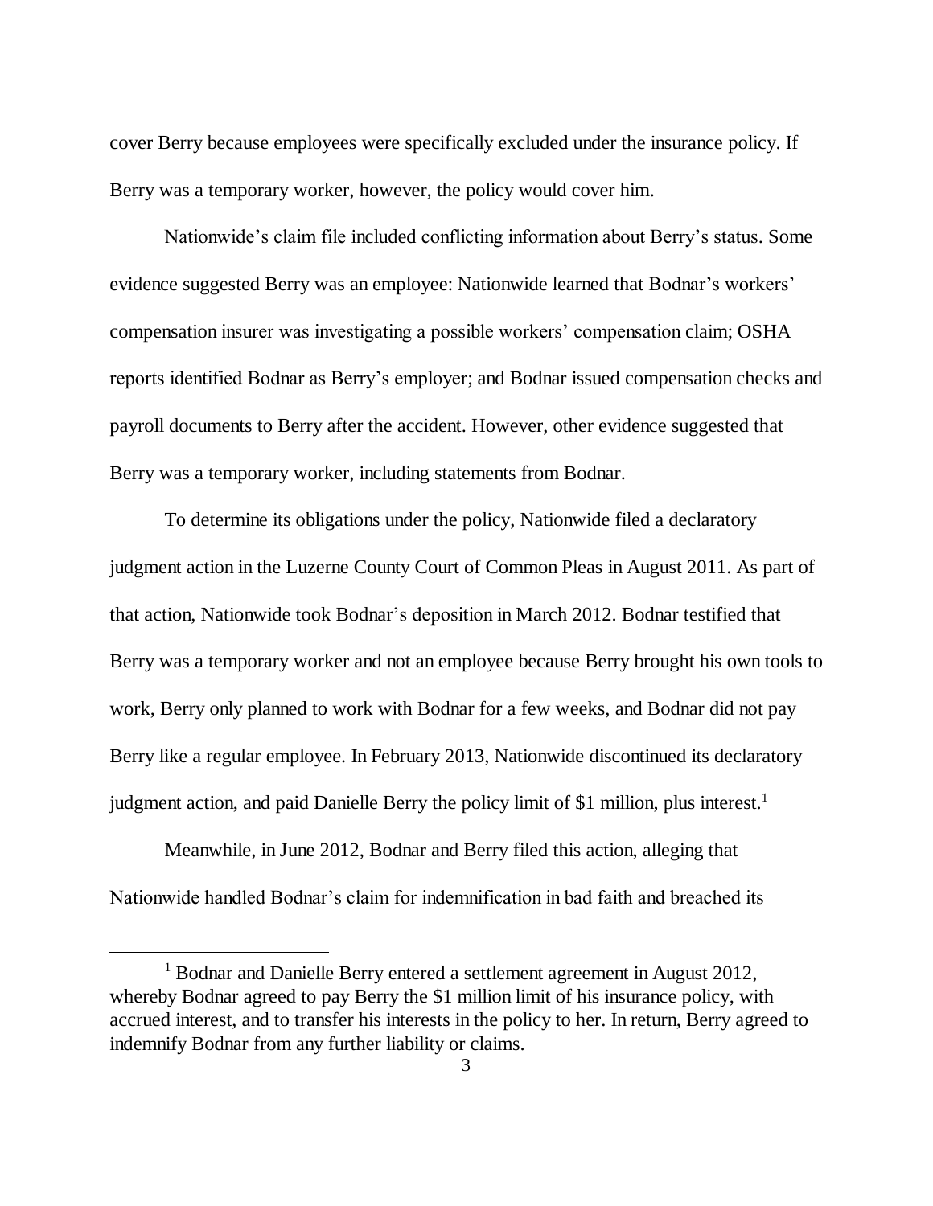cover Berry because employees were specifically excluded under the insurance policy. If Berry was a temporary worker, however, the policy would cover him.

Nationwide's claim file included conflicting information about Berry's status. Some evidence suggested Berry was an employee: Nationwide learned that Bodnar's workers' compensation insurer was investigating a possible workers' compensation claim; OSHA reports identified Bodnar as Berry's employer; and Bodnar issued compensation checks and payroll documents to Berry after the accident. However, other evidence suggested that Berry was a temporary worker, including statements from Bodnar.

To determine its obligations under the policy, Nationwide filed a declaratory judgment action in the Luzerne County Court of Common Pleas in August 2011. As part of that action, Nationwide took Bodnar's deposition in March 2012. Bodnar testified that Berry was a temporary worker and not an employee because Berry brought his own tools to work, Berry only planned to work with Bodnar for a few weeks, and Bodnar did not pay Berry like a regular employee. In February 2013, Nationwide discontinued its declaratory judgment action, and paid Danielle Berry the policy limit of $1 million, plus interest.[1]

Meanwhile, in June 2012, Bodnar and Berry filed this action, alleging that Nationwide handled Bodnar's claim for indemnification in bad faith and breached its

[1] Bodnar and Danielle Berry entered a settlement agreement in August 2012, whereby Bodnar agreed to pay Berry the $1 million limit of his insurance policy, with accrued interest, and to transfer his interests in the policy to her. In return, Berry agreed to indemnify Bodnar from any further liability or claims.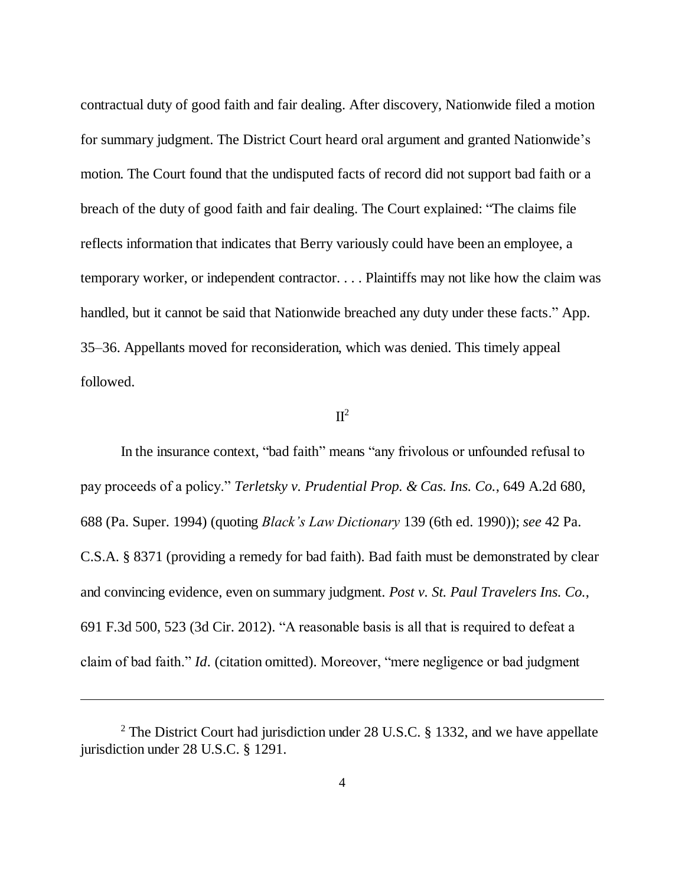contractual duty of good faith and fair dealing. After discovery, Nationwide filed a motion for summary judgment. The District Court heard oral argument and granted Nationwide's motion. The Court found that the undisputed facts of record did not support bad faith or a breach of the duty of good faith and fair dealing. The Court explained: "The claims file reflects information that indicates that Berry variously could have been an employee, a temporary worker, or independent contractor. . . . Plaintiffs may not like how the claim was handled, but it cannot be said that Nationwide breached any duty under these facts." App. 35–36. Appellants moved for reconsideration, which was denied. This timely appeal followed.

## II[2]

In the insurance context, "bad faith" means "any frivolous or unfounded refusal to pay proceeds of a policy." *Terletsky v. Prudential Prop. & Cas. Ins. Co.*, 649 A.2d 680, 688 (Pa. Super. 1994) (quoting *Black's Law Dictionary* 139 (6th ed. 1990)); *see* 42 Pa. C.S.A. § 8371 (providing a remedy for bad faith). Bad faith must be demonstrated by clear and convincing evidence, even on summary judgment. *Post v. St. Paul Travelers Ins. Co.*, 691 F.3d 500, 523 (3d Cir. 2012). "A reasonable basis is all that is required to defeat a claim of bad faith." *Id.* (citation omitted). Moreover, "mere negligence or bad judgment

---

[2] The District Court had jurisdiction under 28 U.S.C. § 1332, and we have appellate jurisdiction under 28 U.S.C. § 1291.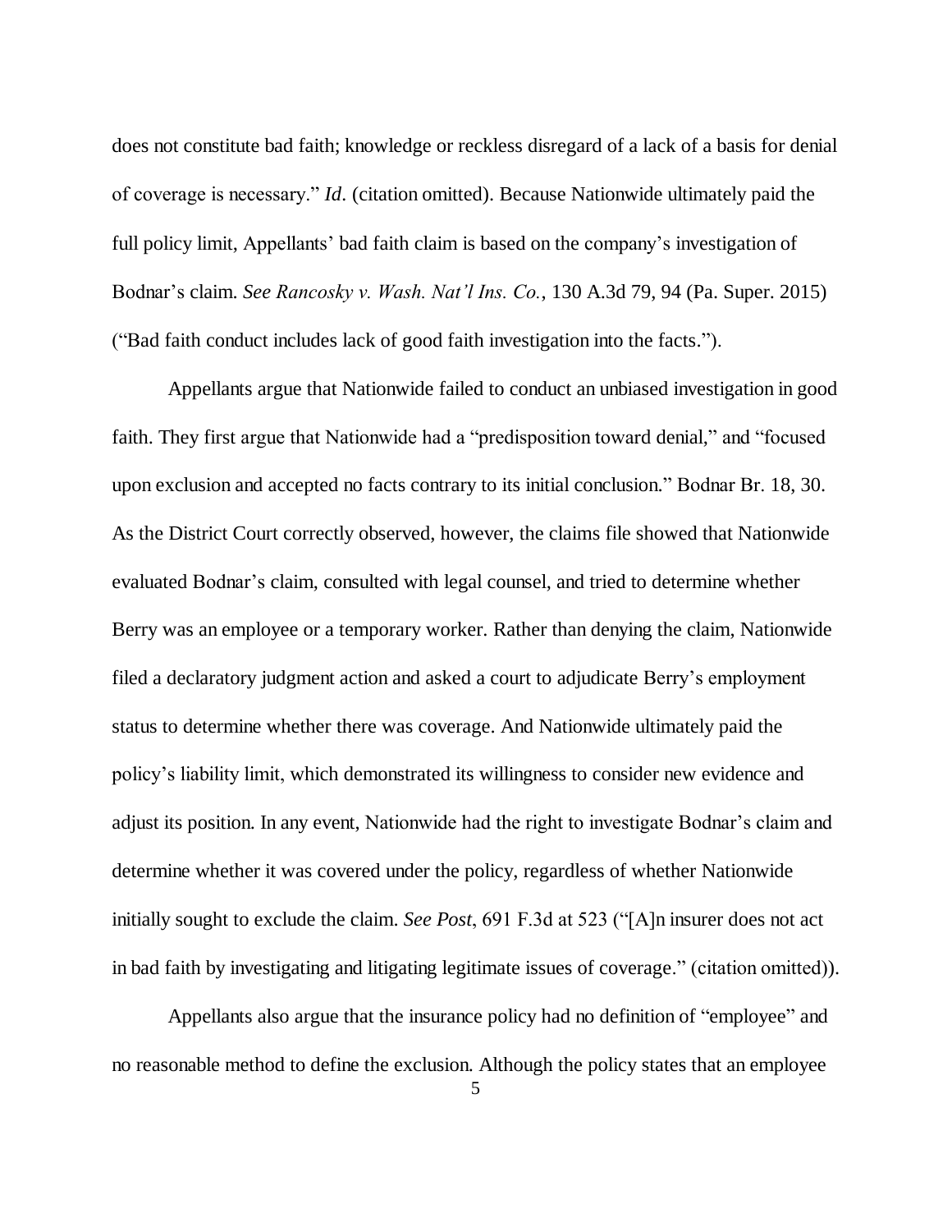does not constitute bad faith; knowledge or reckless disregard of a lack of a basis for denial of coverage is necessary." *Id*. (citation omitted). Because Nationwide ultimately paid the full policy limit, Appellants' bad faith claim is based on the company's investigation of Bodnar's claim. *See Rancosky v. Wash. Nat'l Ins. Co.*, 130 A.3d 79, 94 (Pa. Super. 2015) ("Bad faith conduct includes lack of good faith investigation into the facts.").

Appellants argue that Nationwide failed to conduct an unbiased investigation in good faith. They first argue that Nationwide had a "predisposition toward denial," and "focused upon exclusion and accepted no facts contrary to its initial conclusion." Bodnar Br. 18, 30. As the District Court correctly observed, however, the claims file showed that Nationwide evaluated Bodnar's claim, consulted with legal counsel, and tried to determine whether Berry was an employee or a temporary worker. Rather than denying the claim, Nationwide filed a declaratory judgment action and asked a court to adjudicate Berry's employment status to determine whether there was coverage. And Nationwide ultimately paid the policy's liability limit, which demonstrated its willingness to consider new evidence and adjust its position. In any event, Nationwide had the right to investigate Bodnar's claim and determine whether it was covered under the policy, regardless of whether Nationwide initially sought to exclude the claim. *See Post*, 691 F.3d at 523 ("[A]n insurer does not act in bad faith by investigating and litigating legitimate issues of coverage." (citation omitted)).

Appellants also argue that the insurance policy had no definition of "employee" and no reasonable method to define the exclusion. Although the policy states that an employee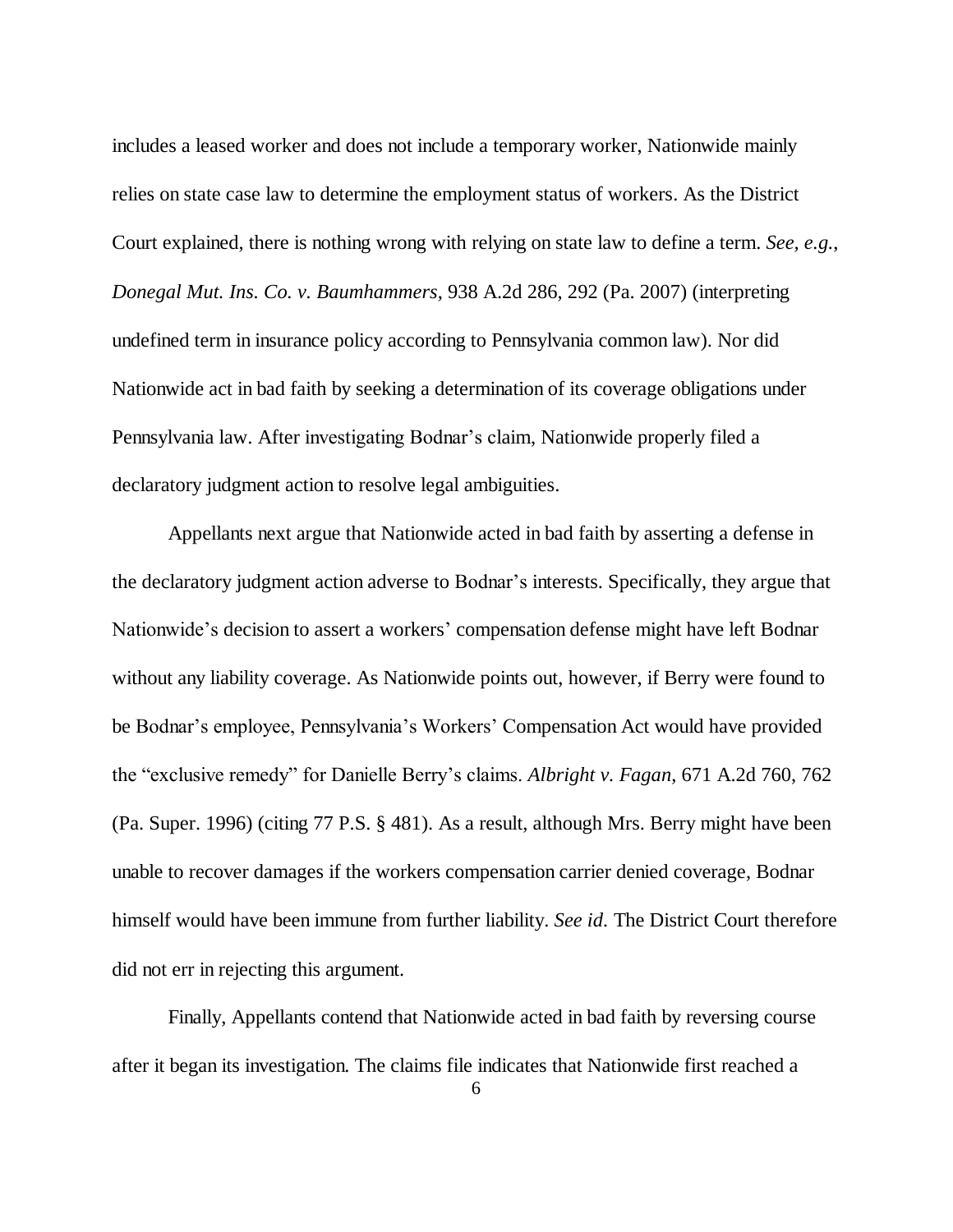includes a leased worker and does not include a temporary worker, Nationwide mainly relies on state case law to determine the employment status of workers. As the District Court explained, there is nothing wrong with relying on state law to define a term. *See, e.g.*, *Donegal Mut. Ins. Co. v. Baumhammers*, 938 A.2d 286, 292 (Pa. 2007) (interpreting undefined term in insurance policy according to Pennsylvania common law). Nor did Nationwide act in bad faith by seeking a determination of its coverage obligations under Pennsylvania law. After investigating Bodnar's claim, Nationwide properly filed a declaratory judgment action to resolve legal ambiguities.

Appellants next argue that Nationwide acted in bad faith by asserting a defense in the declaratory judgment action adverse to Bodnar's interests. Specifically, they argue that Nationwide's decision to assert a workers' compensation defense might have left Bodnar without any liability coverage. As Nationwide points out, however, if Berry were found to be Bodnar's employee, Pennsylvania's Workers' Compensation Act would have provided the "exclusive remedy" for Danielle Berry's claims. *Albright v. Fagan*, 671 A.2d 760, 762 (Pa. Super. 1996) (citing 77 P.S. § 481). As a result, although Mrs. Berry might have been unable to recover damages if the workers compensation carrier denied coverage, Bodnar himself would have been immune from further liability. *See id.* The District Court therefore did not err in rejecting this argument.

Finally, Appellants contend that Nationwide acted in bad faith by reversing course after it began its investigation. The claims file indicates that Nationwide first reached a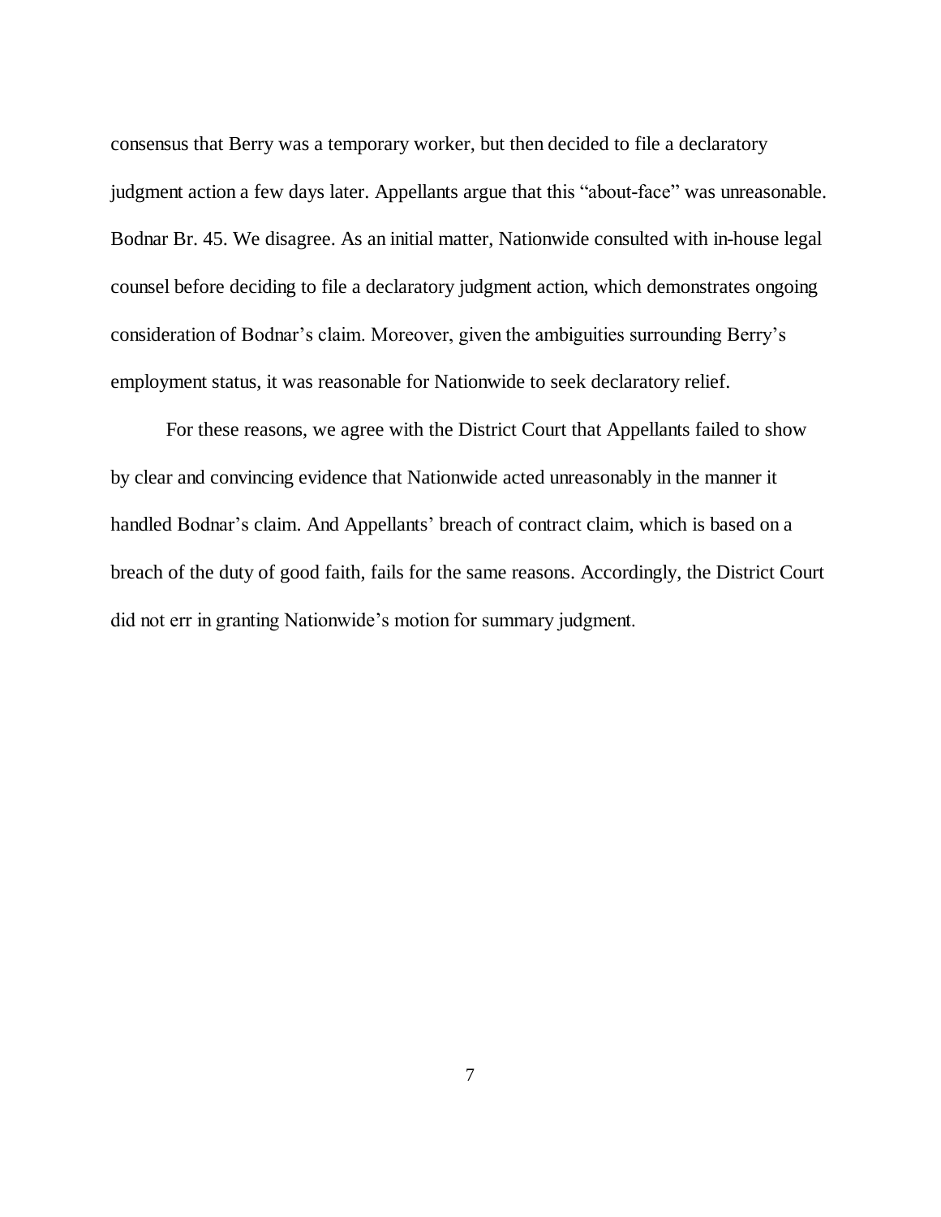consensus that Berry was a temporary worker, but then decided to file a declaratory judgment action a few days later. Appellants argue that this "about-face" was unreasonable. Bodnar Br. 45. We disagree. As an initial matter, Nationwide consulted with in-house legal counsel before deciding to file a declaratory judgment action, which demonstrates ongoing consideration of Bodnar's claim. Moreover, given the ambiguities surrounding Berry's employment status, it was reasonable for Nationwide to seek declaratory relief.

For these reasons, we agree with the District Court that Appellants failed to show by clear and convincing evidence that Nationwide acted unreasonably in the manner it handled Bodnar's claim. And Appellants' breach of contract claim, which is based on a breach of the duty of good faith, fails for the same reasons. Accordingly, the District Court did not err in granting Nationwide's motion for summary judgment.